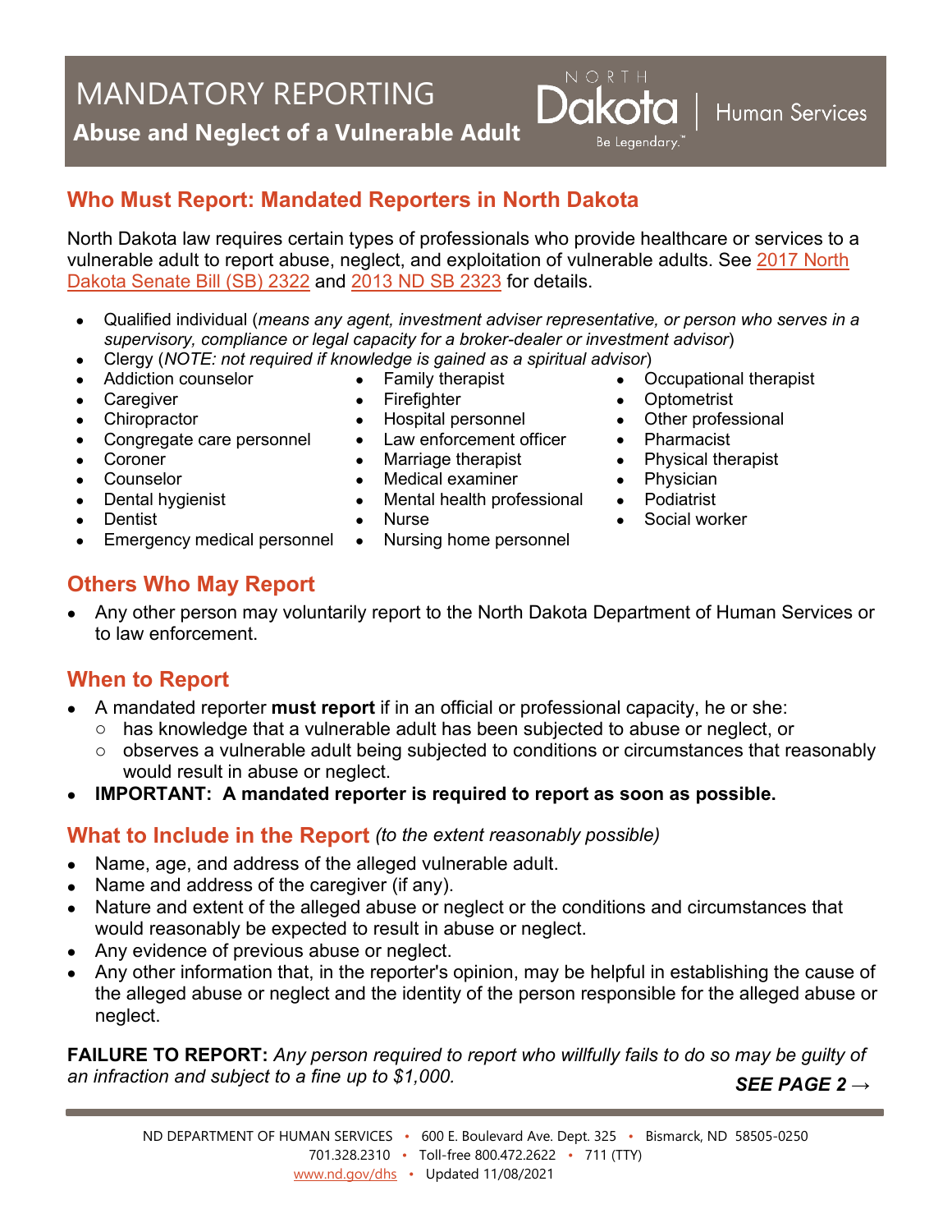# MANDATORY REPORTING

**Abuse and Neglect of a Vulnerable Adult**

NORTH Dakota | Human Services
Be Legendary.™

## Who Must Report: Mandated Reporters in North Dakota

North Dakota law requires certain types of professionals who provide healthcare or services to a vulnerable adult to report abuse, neglect, and exploitation of vulnerable adults. See 2017 North Dakota Senate Bill (SB) 2322 and 2013 ND SB 2323 for details.

- Qualified individual (*means any agent, investment adviser representative, or person who serves in a supervisory, compliance or legal capacity for a broker-dealer or investment advisor*)
- Clergy (*NOTE: not required if knowledge is gained as a spiritual advisor*)
- Addiction counselor
- Caregiver
- Chiropractor
- Congregate care personnel
- Coroner
- Counselor
- Dental hygienist
- Dentist
- Emergency medical personnel
- Family therapist
- Firefighter
- Hospital personnel
- Law enforcement officer
- Marriage therapist
- Medical examiner
- Mental health professional
- Nurse
- Nursing home personnel
- Occupational therapist
- Optometrist
- Other professional
- Pharmacist
- Physical therapist
- Physician
- Podiatrist
- Social worker

## Others Who May Report

- Any other person may voluntarily report to the North Dakota Department of Human Services or to law enforcement.

## When to Report

- A mandated reporter **must report** if in an official or professional capacity, he or she:
  - has knowledge that a vulnerable adult has been subjected to abuse or neglect, or
  - observes a vulnerable adult being subjected to conditions or circumstances that reasonably would result in abuse or neglect.
- **IMPORTANT: A mandated reporter is required to report as soon as possible.**

## What to Include in the Report *(to the extent reasonably possible)*

- Name, age, and address of the alleged vulnerable adult.
- Name and address of the caregiver (if any).
- Nature and extent of the alleged abuse or neglect or the conditions and circumstances that would reasonably be expected to result in abuse or neglect.
- Any evidence of previous abuse or neglect.
- Any other information that, in the reporter's opinion, may be helpful in establishing the cause of the alleged abuse or neglect and the identity of the person responsible for the alleged abuse or neglect.

**FAILURE TO REPORT:** *Any person required to report who willfully fails to do so may be guilty of an infraction and subject to a fine up to $1,000.*

***SEE PAGE 2 →***

ND DEPARTMENT OF HUMAN SERVICES • 600 E. Boulevard Ave. Dept. 325 • Bismarck, ND 58505-0250
701.328.2310 • Toll-free 800.472.2622 • 711 (TTY)
www.nd.gov/dhs • Updated 11/08/2021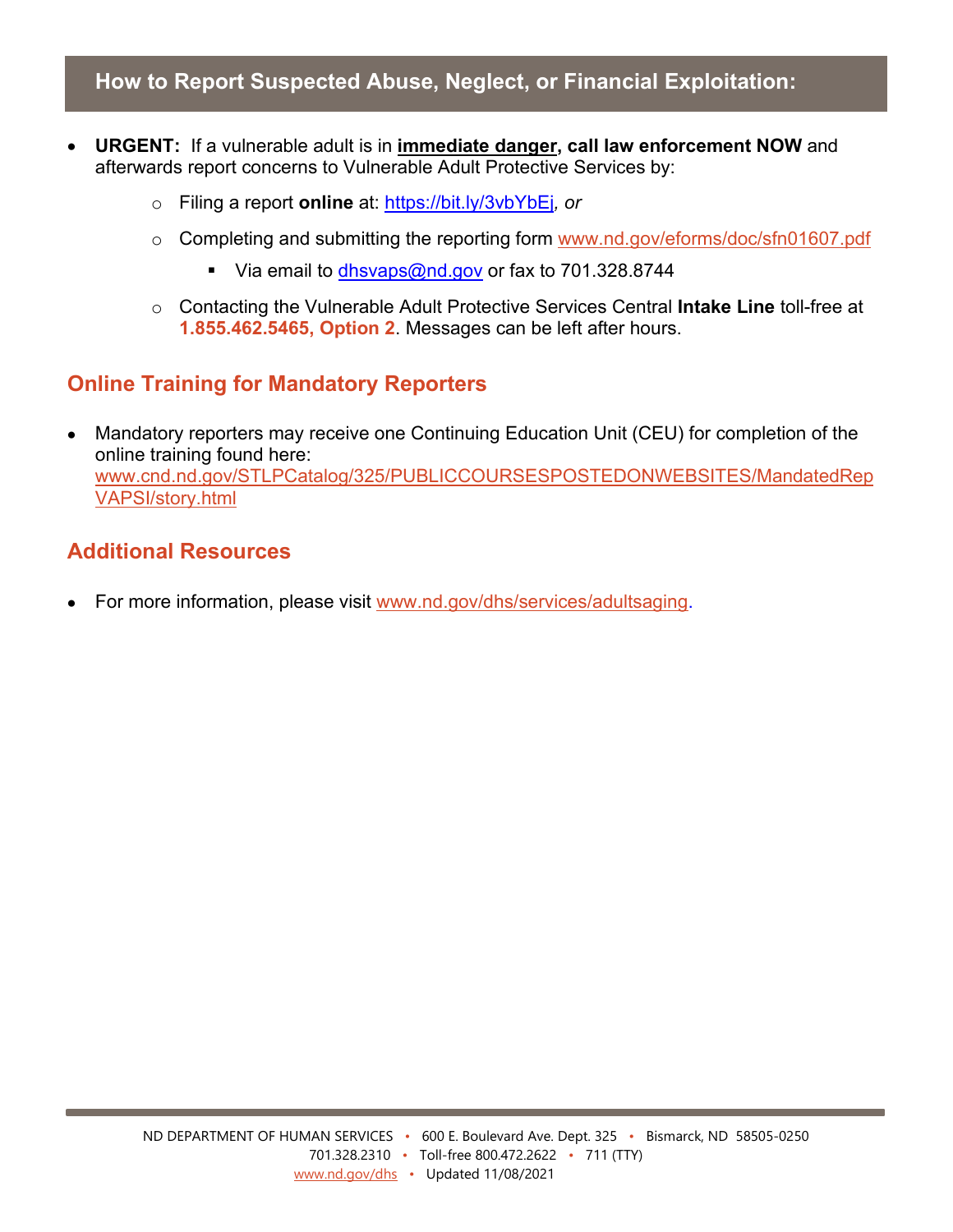## How to Report Suspected Abuse, Neglect, or Financial Exploitation:

- **URGENT:** If a vulnerable adult is in **immediate danger, call law enforcement NOW** and afterwards report concerns to Vulnerable Adult Protective Services by:
  - Filing a report **online** at: https://bit.ly/3vbYbEj, *or*
  - Completing and submitting the reporting form www.nd.gov/eforms/doc/sfn01607.pdf
    - Via email to dhsvaps@nd.gov or fax to 701.328.8744
  - Contacting the Vulnerable Adult Protective Services Central **Intake Line** toll-free at **1.855.462.5465, Option 2**. Messages can be left after hours.

## Online Training for Mandatory Reporters

- Mandatory reporters may receive one Continuing Education Unit (CEU) for completion of the online training found here: www.cnd.nd.gov/STLPCatalog/325/PUBLICCOURSESPOSTEDONWEBSITES/MandatedRepVAPSI/story.html

## Additional Resources

- For more information, please visit www.nd.gov/dhs/services/adultsaging.

ND DEPARTMENT OF HUMAN SERVICES • 600 E. Boulevard Ave. Dept. 325 • Bismarck, ND 58505-0250
701.328.2310 • Toll-free 800.472.2622 • 711 (TTY)
www.nd.gov/dhs • Updated 11/08/2021